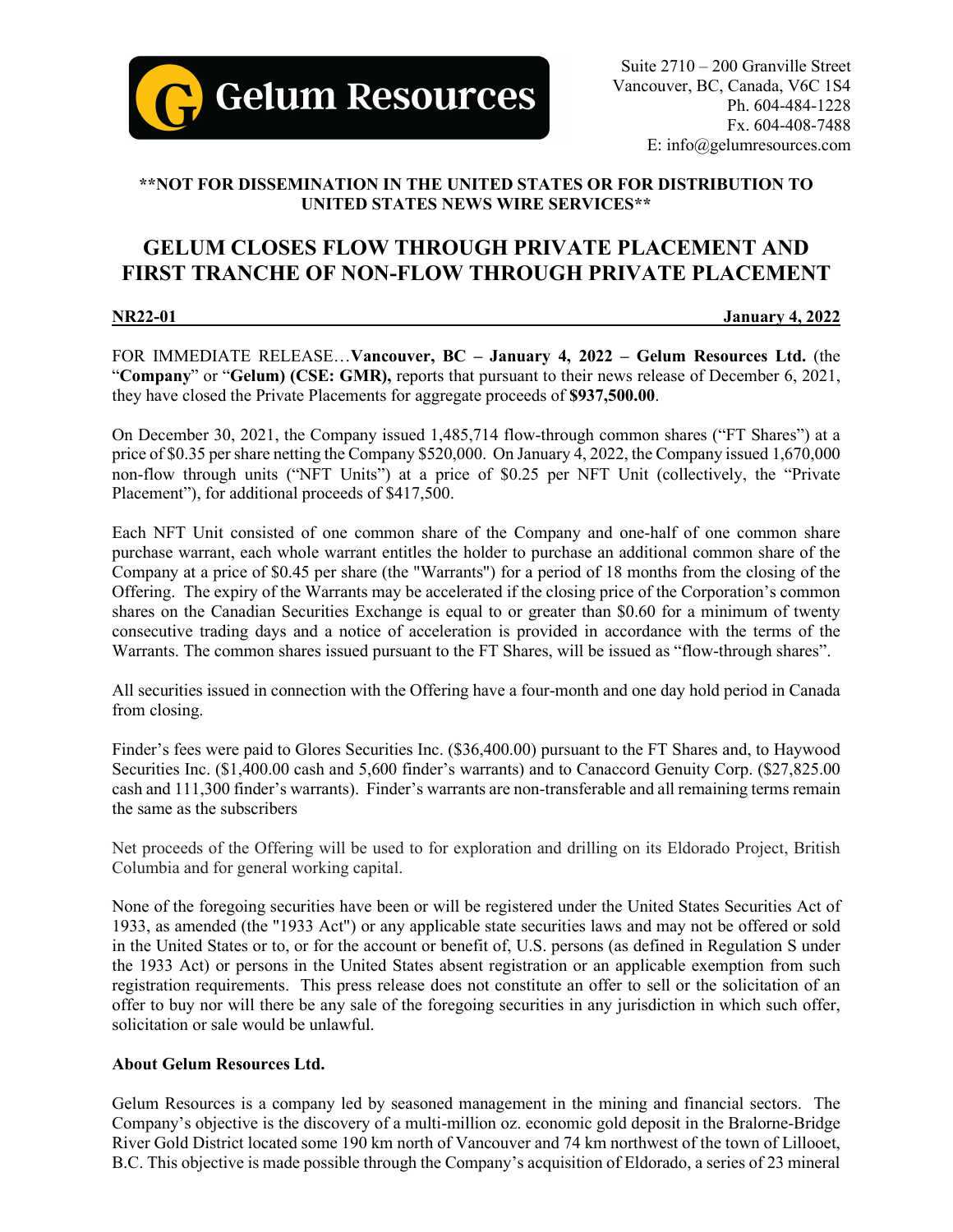**Gelum Resources**

Suite 2710 – 200 Granville Street
Vancouver, BC, Canada, V6C 1S4
Ph. 604-484-1228
Fx. 604-408-7488
E: info@gelumresources.com

**\*\*NOT FOR DISSEMINATION IN THE UNITED STATES OR FOR DISTRIBUTION TO UNITED STATES NEWS WIRE SERVICES\*\***

# GELUM CLOSES FLOW THROUGH PRIVATE PLACEMENT AND FIRST TRANCHE OF NON-FLOW THROUGH PRIVATE PLACEMENT

**NR22-01** **January 4, 2022**

FOR IMMEDIATE RELEASE…**Vancouver, BC – January 4, 2022 – Gelum Resources Ltd.** (the "**Company**" or "**Gelum) (CSE: GMR),** reports that pursuant to their news release of December 6, 2021, they have closed the Private Placements for aggregate proceeds of **$937,500.00**.

On December 30, 2021, the Company issued 1,485,714 flow-through common shares ("FT Shares") at a price of $0.35 per share netting the Company $520,000. On January 4, 2022, the Company issued 1,670,000 non-flow through units ("NFT Units") at a price of $0.25 per NFT Unit (collectively, the "Private Placement"), for additional proceeds of $417,500.

Each NFT Unit consisted of one common share of the Company and one-half of one common share purchase warrant, each whole warrant entitles the holder to purchase an additional common share of the Company at a price of $0.45 per share (the "Warrants") for a period of 18 months from the closing of the Offering. The expiry of the Warrants may be accelerated if the closing price of the Corporation's common shares on the Canadian Securities Exchange is equal to or greater than $0.60 for a minimum of twenty consecutive trading days and a notice of acceleration is provided in accordance with the terms of the Warrants. The common shares issued pursuant to the FT Shares, will be issued as "flow-through shares".

All securities issued in connection with the Offering have a four-month and one day hold period in Canada from closing.

Finder's fees were paid to Glores Securities Inc. ($36,400.00) pursuant to the FT Shares and, to Haywood Securities Inc. ($1,400.00 cash and 5,600 finder's warrants) and to Canaccord Genuity Corp. ($27,825.00 cash and 111,300 finder's warrants). Finder's warrants are non-transferable and all remaining terms remain the same as the subscribers

Net proceeds of the Offering will be used to for exploration and drilling on its Eldorado Project, British Columbia and for general working capital.

None of the foregoing securities have been or will be registered under the United States Securities Act of 1933, as amended (the "1933 Act") or any applicable state securities laws and may not be offered or sold in the United States or to, or for the account or benefit of, U.S. persons (as defined in Regulation S under the 1933 Act) or persons in the United States absent registration or an applicable exemption from such registration requirements. This press release does not constitute an offer to sell or the solicitation of an offer to buy nor will there be any sale of the foregoing securities in any jurisdiction in which such offer, solicitation or sale would be unlawful.

**About Gelum Resources Ltd.**

Gelum Resources is a company led by seasoned management in the mining and financial sectors. The Company's objective is the discovery of a multi-million oz. economic gold deposit in the Bralorne-Bridge River Gold District located some 190 km north of Vancouver and 74 km northwest of the town of Lillooet, B.C. This objective is made possible through the Company's acquisition of Eldorado, a series of 23 mineral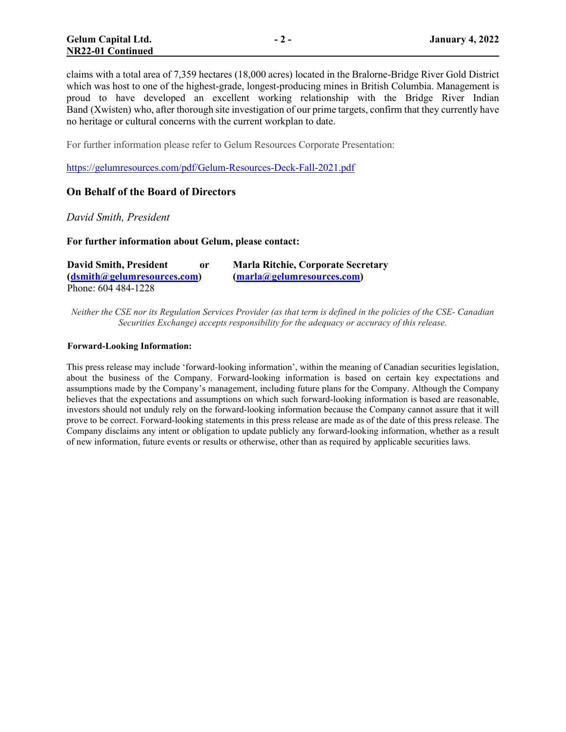claims with a total area of 7,359 hectares (18,000 acres) located in the Bralorne-Bridge River Gold District which was host to one of the highest-grade, longest-producing mines in British Columbia. Management is proud to have developed an excellent working relationship with the Bridge River Indian Band (Xwísten) who, after thorough site investigation of our prime targets, confirm that they currently have no heritage or cultural concerns with the current workplan to date.

For further information please refer to Gelum Resources Corporate Presentation:

https://gelumresources.com/pdf/Gelum-Resources-Deck-Fall-2021.pdf

## On Behalf of the Board of Directors

*David Smith, President*

**For further information about Gelum, please contact:**

**David Smith, President** **or** **Marla Ritchie, Corporate Secretary**
**(dsmith@gelumresources.com)** **(marla@gelumresources.com)**
Phone: 604 484-1228

*Neither the CSE nor its Regulation Services Provider (as that term is defined in the policies of the CSE- Canadian Securities Exchange) accepts responsibility for the adequacy or accuracy of this release.*

**Forward-Looking Information:**

This press release may include 'forward-looking information', within the meaning of Canadian securities legislation, about the business of the Company. Forward-looking information is based on certain key expectations and assumptions made by the Company's management, including future plans for the Company. Although the Company believes that the expectations and assumptions on which such forward-looking information is based are reasonable, investors should not unduly rely on the forward-looking information because the Company cannot assure that it will prove to be correct. Forward-looking statements in this press release are made as of the date of this press release. The Company disclaims any intent or obligation to update publicly any forward-looking information, whether as a result of new information, future events or results or otherwise, other than as required by applicable securities laws.